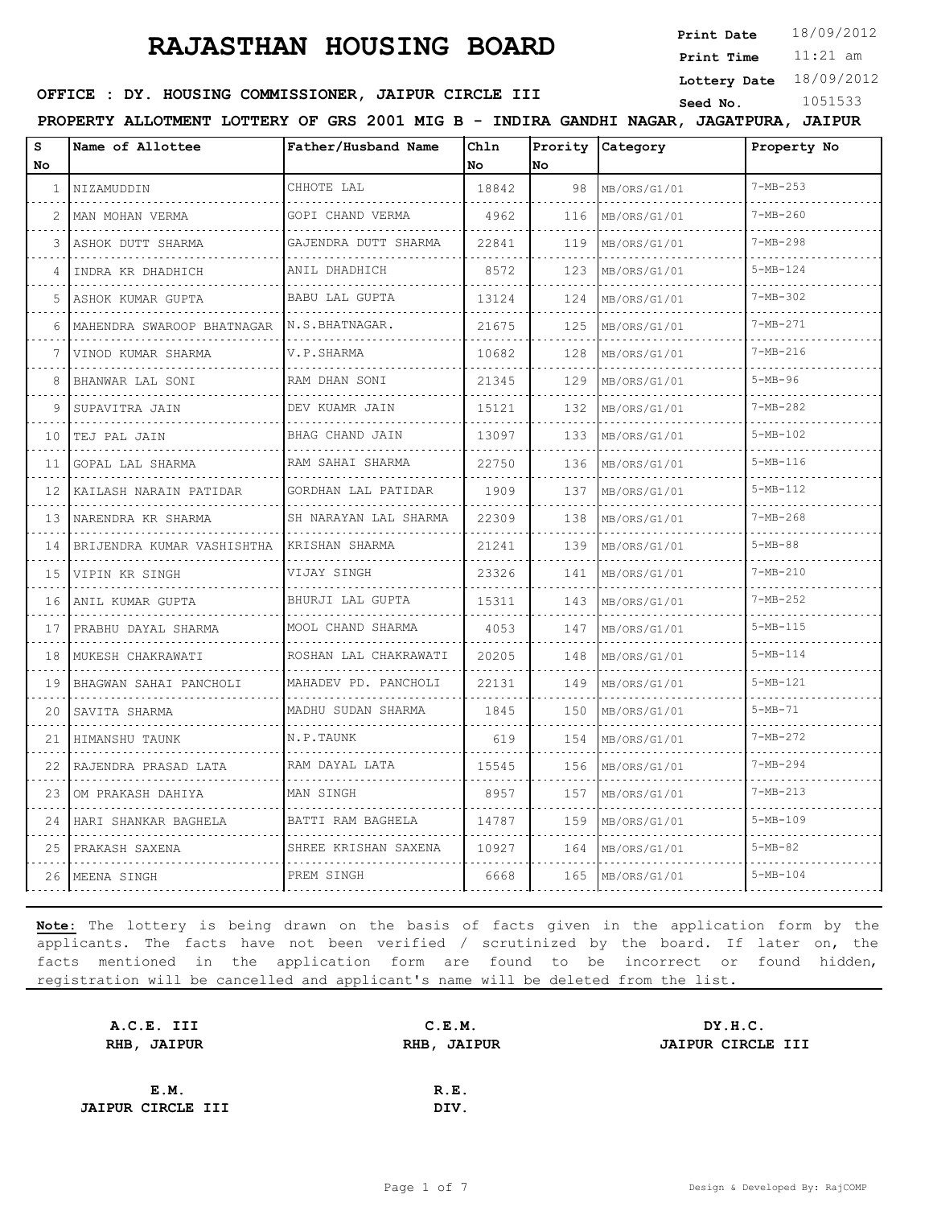# RAJASTHAN HOUSING BOARD

**Print Date** 18/09/2012
**Print Time** 11:21 am
**Lottery Date** 18/09/2012
**Seed No.** 1051533

**OFFICE : DY. HOUSING COMMISSIONER, JAIPUR CIRCLE III**

**PROPERTY ALLOTMENT LOTTERY OF GRS 2001 MIG B - INDIRA GANDHI NAGAR, JAGATPURA, JAIPUR**

| S No | Name of Allottee | Father/Husband Name | Chln No | Prority No | Category | Property No |
|---|---|---|---|---|---|---|
| 1 | NIZAMUDDIN | CHHOTE LAL | 18842 | 98 | MB/ORS/G1/01 | 7-MB-253 |
| 2 | MAN MOHAN VERMA | GOPI CHAND VERMA | 4962 | 116 | MB/ORS/G1/01 | 7-MB-260 |
| 3 | ASHOK DUTT SHARMA | GAJENDRA DUTT SHARMA | 22841 | 119 | MB/ORS/G1/01 | 7-MB-298 |
| 4 | INDRA KR DADHICH | ANIL DADHICH | 8572 | 123 | MB/ORS/G1/01 | 5-MB-124 |
| 5 | ASHOK KUMAR GUPTA | BABU LAL GUPTA | 13124 | 124 | MB/ORS/G1/01 | 7-MB-302 |
| 6 | MAHENDRA SWAROOP BHATNAGAR | N.S.BHATNAGAR. | 21675 | 125 | MB/ORS/G1/01 | 7-MB-271 |
| 7 | VINOD KUMAR SHARMA | V.P.SHARMA | 10682 | 128 | MB/ORS/G1/01 | 7-MB-216 |
| 8 | BHANWAR LAL SONI | RAM DHAN SONI | 21345 | 129 | MB/ORS/G1/01 | 5-MB-96 |
| 9 | SUPAVITRA JAIN | DEV KUAMR JAIN | 15121 | 132 | MB/ORS/G1/01 | 7-MB-282 |
| 10 | TEJ PAL JAIN | BHAG CHAND JAIN | 13097 | 133 | MB/ORS/G1/01 | 5-MB-102 |
| 11 | GOPAL LAL SHARMA | RAM SAHAI SHARMA | 22750 | 136 | MB/ORS/G1/01 | 5-MB-116 |
| 12 | KAILASH NARAIN PATIDAR | GORDHAN LAL PATIDAR | 1909 | 137 | MB/ORS/G1/01 | 5-MB-112 |
| 13 | NARENDRA KR SHARMA | SH NARAYAN LAL SHARMA | 22309 | 138 | MB/ORS/G1/01 | 7-MB-268 |
| 14 | BRIJENDRA KUMAR VASHISHTHA | KRISHAN SHARMA | 21241 | 139 | MB/ORS/G1/01 | 5-MB-88 |
| 15 | VIPIN KR SINGH | VIJAY SINGH | 23326 | 141 | MB/ORS/G1/01 | 7-MB-210 |
| 16 | ANIL KUMAR GUPTA | BHURJI LAL GUPTA | 15311 | 143 | MB/ORS/G1/01 | 7-MB-252 |
| 17 | PRABHU DAYAL SHARMA | MOOL CHAND SHARMA | 4053 | 147 | MB/ORS/G1/01 | 5-MB-115 |
| 18 | MUKESH CHAKRAWATI | ROSHAN LAL CHAKRAWATI | 20205 | 148 | MB/ORS/G1/01 | 5-MB-114 |
| 19 | BHAGWAN SAHAI PANCHOLI | MAHADEV PD. PANCHOLI | 22131 | 149 | MB/ORS/G1/01 | 5-MB-121 |
| 20 | SAVITA SHARMA | MADHU SUDAN SHARMA | 1845 | 150 | MB/ORS/G1/01 | 5-MB-71 |
| 21 | HIMANSHU TAUNK | N.P.TAUNK | 619 | 154 | MB/ORS/G1/01 | 7-MB-272 |
| 22 | RAJENDRA PRASAD LATA | RAM DAYAL LATA | 15545 | 156 | MB/ORS/G1/01 | 7-MB-294 |
| 23 | OM PRAKASH DAHIYA | MAN SINGH | 8957 | 157 | MB/ORS/G1/01 | 7-MB-213 |
| 24 | HARI SHANKAR BAGHELA | BATTI RAM BAGHELA | 14787 | 159 | MB/ORS/G1/01 | 5-MB-109 |
| 25 | PRAKASH SAXENA | SHREE KRISHAN SAXENA | 10927 | 164 | MB/ORS/G1/01 | 5-MB-82 |
| 26 | MEENA SINGH | PREM SINGH | 6668 | 165 | MB/ORS/G1/01 | 5-MB-104 |

**Note:** The lottery is being drawn on the basis of facts given in the application form by the applicants. The facts have not been verified / scrutinized by the board. If later on, the facts mentioned in the application form are found to be incorrect or found hidden, registration will be cancelled and applicant's name will be deleted from the list.

**A.C.E. III**
**RHB, JAIPUR**

**C.E.M.**
**RHB, JAIPUR**

**DY.H.C.**
**JAIPUR CIRCLE III**

**E.M.**
**JAIPUR CIRCLE III**

**R.E.**
**DIV.**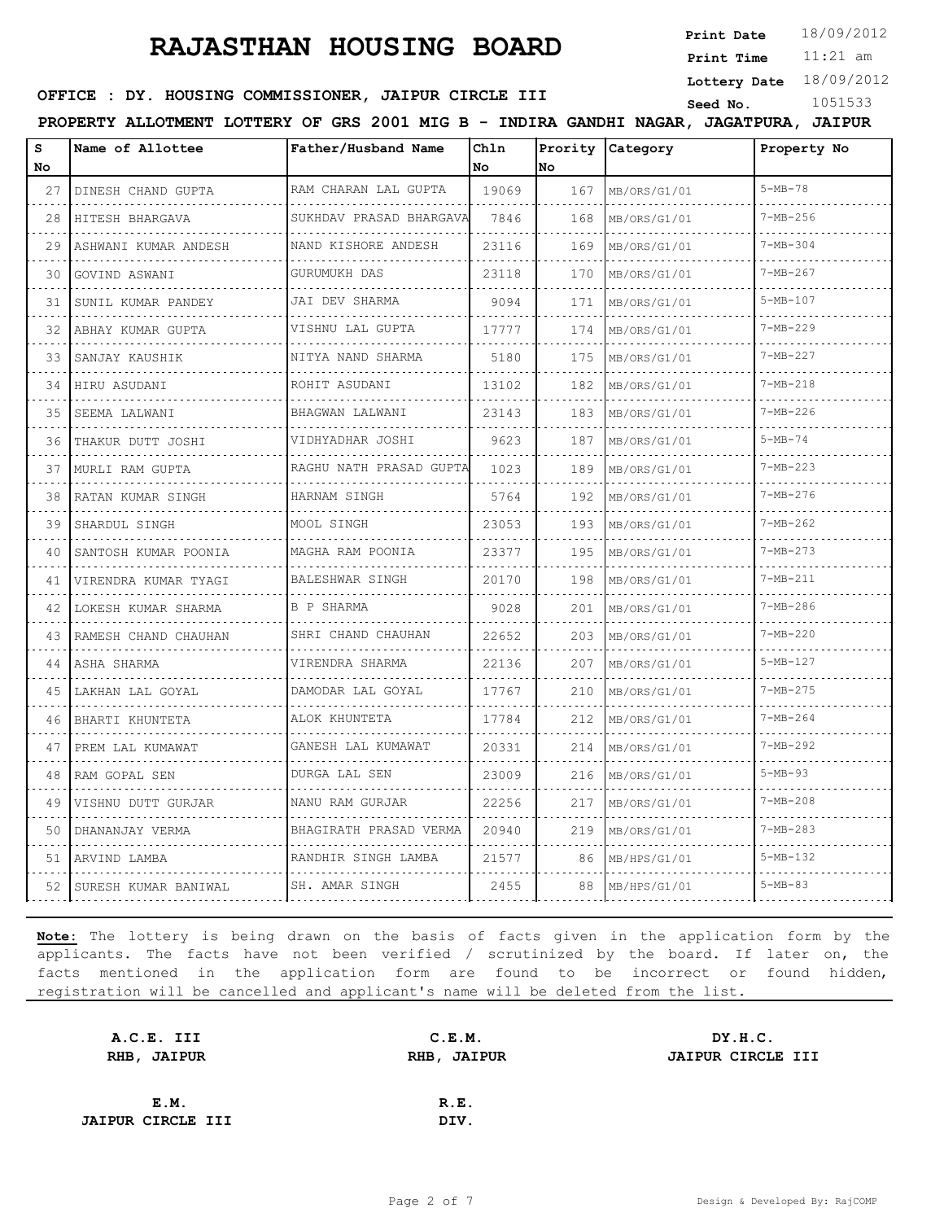# RAJASTHAN HOUSING BOARD

**Print Date** 18/09/2012
**Print Time** 11:21 am
**Lottery Date** 18/09/2012
**Seed No.** 1051533

**OFFICE : DY. HOUSING COMMISSIONER, JAIPUR CIRCLE III**

**PROPERTY ALLOTMENT LOTTERY OF GRS 2001 MIG B - INDIRA GANDHI NAGAR, JAGATPURA, JAIPUR**

| S No | Name of Allottee | Father/Husband Name | Chln No | Prority No | Category | Property No |
|---|---|---|---|---|---|---|
| 27 | DINESH CHAND GUPTA | RAM CHARAN LAL GUPTA | 19069 | 167 | MB/ORS/G1/01 | 5-MB-78 |
| 28 | HITESH BHARGAVA | SUKHDAV PRASAD BHARGAVA | 7846 | 168 | MB/ORS/G1/01 | 7-MB-256 |
| 29 | ASHWANI KUMAR ANDESH | NAND KISHORE ANDESH | 23116 | 169 | MB/ORS/G1/01 | 7-MB-304 |
| 30 | GOVIND ASWANI | GURUMUKH DAS | 23118 | 170 | MB/ORS/G1/01 | 7-MB-267 |
| 31 | SUNIL KUMAR PANDEY | JAI DEV SHARMA | 9094 | 171 | MB/ORS/G1/01 | 5-MB-107 |
| 32 | ABHAY KUMAR GUPTA | VISHNU LAL GUPTA | 17777 | 174 | MB/ORS/G1/01 | 7-MB-229 |
| 33 | SANJAY KAUSHIK | NITYA NAND SHARMA | 5180 | 175 | MB/ORS/G1/01 | 7-MB-227 |
| 34 | HIRU ASUDANI | ROHIT ASUDANI | 13102 | 182 | MB/ORS/G1/01 | 7-MB-218 |
| 35 | SEEMA LALWANI | BHAGWAN LALWANI | 23143 | 183 | MB/ORS/G1/01 | 7-MB-226 |
| 36 | THAKUR DUTT JOSHI | VIDHYADHAR JOSHI | 9623 | 187 | MB/ORS/G1/01 | 5-MB-74 |
| 37 | MURLI RAM GUPTA | RAGHU NATH PRASAD GUPTA | 1023 | 189 | MB/ORS/G1/01 | 7-MB-223 |
| 38 | RATAN KUMAR SINGH | HARNAM SINGH | 5764 | 192 | MB/ORS/G1/01 | 7-MB-276 |
| 39 | SHARDUL SINGH | MOOL SINGH | 23053 | 193 | MB/ORS/G1/01 | 7-MB-262 |
| 40 | SANTOSH KUMAR POONIA | MAGHA RAM POONIA | 23377 | 195 | MB/ORS/G1/01 | 7-MB-273 |
| 41 | VIRENDRA KUMAR TYAGI | BALESHWAR SINGH | 20170 | 198 | MB/ORS/G1/01 | 7-MB-211 |
| 42 | LOKESH KUMAR SHARMA | B P SHARMA | 9028 | 201 | MB/ORS/G1/01 | 7-MB-286 |
| 43 | RAMESH CHAND CHAUHAN | SHRI CHAND CHAUHAN | 22652 | 203 | MB/ORS/G1/01 | 7-MB-220 |
| 44 | ASHA SHARMA | VIRENDRA SHARMA | 22136 | 207 | MB/ORS/G1/01 | 5-MB-127 |
| 45 | LAKHAN LAL GOYAL | DAMODAR LAL GOYAL | 17767 | 210 | MB/ORS/G1/01 | 7-MB-275 |
| 46 | BHARTI KHUNTETA | ALOK KHUNTETA | 17784 | 212 | MB/ORS/G1/01 | 7-MB-264 |
| 47 | PREM LAL KUMAWAT | GANESH LAL KUMAWAT | 20331 | 214 | MB/ORS/G1/01 | 7-MB-292 |
| 48 | RAM GOPAL SEN | DURGA LAL SEN | 23009 | 216 | MB/ORS/G1/01 | 5-MB-93 |
| 49 | VISHNU DUTT GURJAR | NANU RAM GURJAR | 22256 | 217 | MB/ORS/G1/01 | 7-MB-208 |
| 50 | DHANANJAY VERMA | BHAGIRATH PRASAD VERMA | 20940 | 219 | MB/ORS/G1/01 | 7-MB-283 |
| 51 | ARVIND LAMBA | RANDHIR SINGH LAMBA | 21577 | 86 | MB/HPS/G1/01 | 5-MB-132 |
| 52 | SURESH KUMAR BANIWAL | SH. AMAR SINGH | 2455 | 88 | MB/HPS/G1/01 | 5-MB-83 |

**Note:** The lottery is being drawn on the basis of facts given in the application form by the applicants. The facts have not been verified / scrutinized by the board. If later on, the facts mentioned in the application form are found to be incorrect or found hidden, registration will be cancelled and applicant's name will be deleted from the list.

**A.C.E. III**
**RHB, JAIPUR**

**C.E.M.**
**RHB, JAIPUR**

**DY.H.C.**
**JAIPUR CIRCLE III**

**E.M.**
**JAIPUR CIRCLE III**

**R.E.**
**DIV.**

Design & Developed By: RajCOMP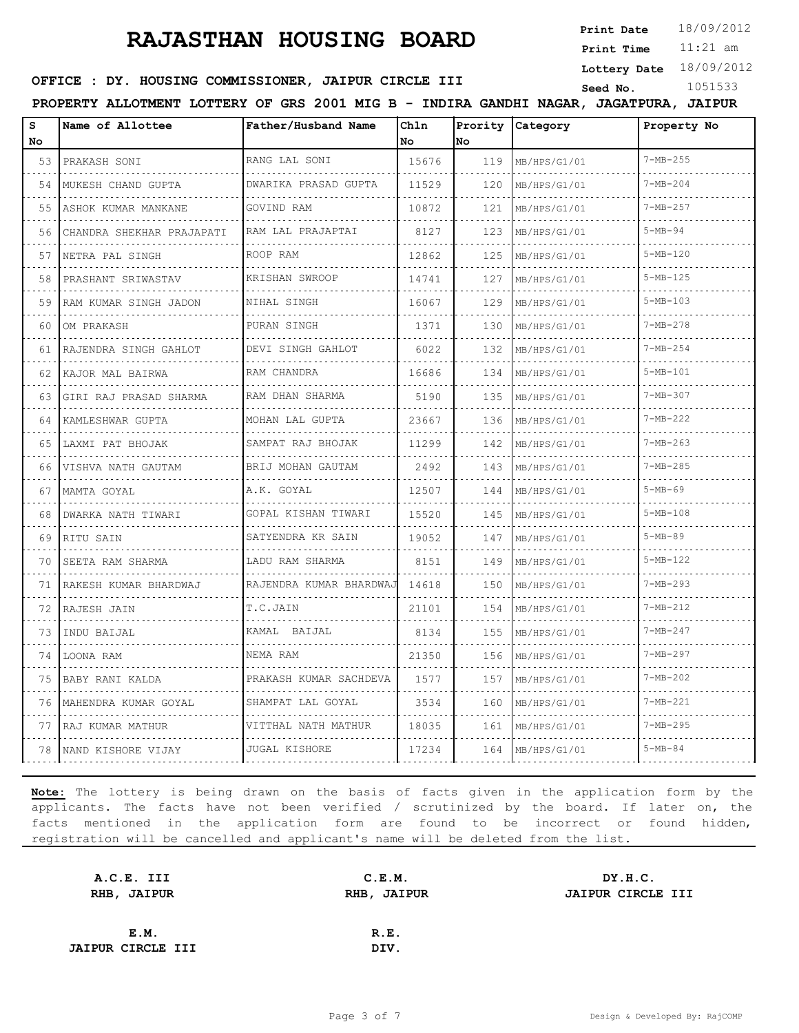# RAJASTHAN HOUSING BOARD

**Print Date** 18/09/2012
**Print Time** 11:21 am
**Lottery Date** 18/09/2012
**Seed No.** 1051533

**OFFICE : DY. HOUSING COMMISSIONER, JAIPUR CIRCLE III**

**PROPERTY ALLOTMENT LOTTERY OF GRS 2001 MIG B - INDIRA GANDHI NAGAR, JAGATPURA, JAIPUR**

| S No | Name of Allottee | Father/Husband Name | Chln No | Prority No | Category | Property No |
|---|---|---|---|---|---|---|
| 53 | PRAKASH SONI | RANG LAL SONI | 15676 | 119 | MB/HPS/G1/01 | 7-MB-255 |
| 54 | MUKESH CHAND GUPTA | DWARIKA PRASAD GUPTA | 11529 | 120 | MB/HPS/G1/01 | 7-MB-204 |
| 55 | ASHOK KUMAR MANKANE | GOVIND RAM | 10872 | 121 | MB/HPS/G1/01 | 7-MB-257 |
| 56 | CHANDRA SHEKHAR PRAJAPATI | RAM LAL PRAJAPTAI | 8127 | 123 | MB/HPS/G1/01 | 5-MB-94 |
| 57 | NETRA PAL SINGH | ROOP RAM | 12862 | 125 | MB/HPS/G1/01 | 5-MB-120 |
| 58 | PRASHANT SRIWASTAV | KRISHAN SWROOP | 14741 | 127 | MB/HPS/G1/01 | 5-MB-125 |
| 59 | RAM KUMAR SINGH JADON | NIHAL SINGH | 16067 | 129 | MB/HPS/G1/01 | 5-MB-103 |
| 60 | OM PRAKASH | PURAN SINGH | 1371 | 130 | MB/HPS/G1/01 | 7-MB-278 |
| 61 | RAJENDRA SINGH GAHLOT | DEVI SINGH GAHLOT | 6022 | 132 | MB/HPS/G1/01 | 7-MB-254 |
| 62 | KAJOR MAL BAIRWA | RAM CHANDRA | 16686 | 134 | MB/HPS/G1/01 | 5-MB-101 |
| 63 | GIRI RAJ PRASAD SHARMA | RAM DHAN SHARMA | 5190 | 135 | MB/HPS/G1/01 | 7-MB-307 |
| 64 | KAMLESHWAR GUPTA | MOHAN LAL GUPTA | 23667 | 136 | MB/HPS/G1/01 | 7-MB-222 |
| 65 | LAXMI PAT BHOJAK | SAMPAT RAJ BHOJAK | 11299 | 142 | MB/HPS/G1/01 | 7-MB-263 |
| 66 | VISHVA NATH GAUTAM | BRIJ MOHAN GAUTAM | 2492 | 143 | MB/HPS/G1/01 | 7-MB-285 |
| 67 | MAMTA GOYAL | A.K. GOYAL | 12507 | 144 | MB/HPS/G1/01 | 5-MB-69 |
| 68 | DWARKA NATH TIWARI | GOPAL KISHAN TIWARI | 15520 | 145 | MB/HPS/G1/01 | 5-MB-108 |
| 69 | RITU SAIN | SATYENDRA KR SAIN | 19052 | 147 | MB/HPS/G1/01 | 5-MB-89 |
| 70 | SEETA RAM SHARMA | LADU RAM SHARMA | 8151 | 149 | MB/HPS/G1/01 | 5-MB-122 |
| 71 | RAKESH KUMAR BHARDWAJ | RAJENDRA KUMAR BHARDWAJ | 14618 | 150 | MB/HPS/G1/01 | 7-MB-293 |
| 72 | RAJESH JAIN | T.C.JAIN | 21101 | 154 | MB/HPS/G1/01 | 7-MB-212 |
| 73 | INDU BAIJAL | KAMAL BAIJAL | 8134 | 155 | MB/HPS/G1/01 | 7-MB-247 |
| 74 | LOONA RAM | NEMA RAM | 21350 | 156 | MB/HPS/G1/01 | 7-MB-297 |
| 75 | BABY RANI KALDA | PRAKASH KUMAR SACHDEVA | 1577 | 157 | MB/HPS/G1/01 | 7-MB-202 |
| 76 | MAHENDRA KUMAR GOYAL | SHAMPAT LAL GOYAL | 3534 | 160 | MB/HPS/G1/01 | 7-MB-221 |
| 77 | RAJ KUMAR MATHUR | VITTHAL NATH MATHUR | 18035 | 161 | MB/HPS/G1/01 | 7-MB-295 |
| 78 | NAND KISHORE VIJAY | JUGAL KISHORE | 17234 | 164 | MB/HPS/G1/01 | 5-MB-84 |

**Note:** The lottery is being drawn on the basis of facts given in the application form by the applicants. The facts have not been verified / scrutinized by the board. If later on, the facts mentioned in the application form are found to be incorrect or found hidden, registration will be cancelled and applicant's name will be deleted from the list.

**A.C.E. III**
**RHB, JAIPUR**

**C.E.M.**
**RHB, JAIPUR**

**DY.H.C.**
**JAIPUR CIRCLE III**

**E.M.**
**JAIPUR CIRCLE III**

**R.E.**
**DIV.**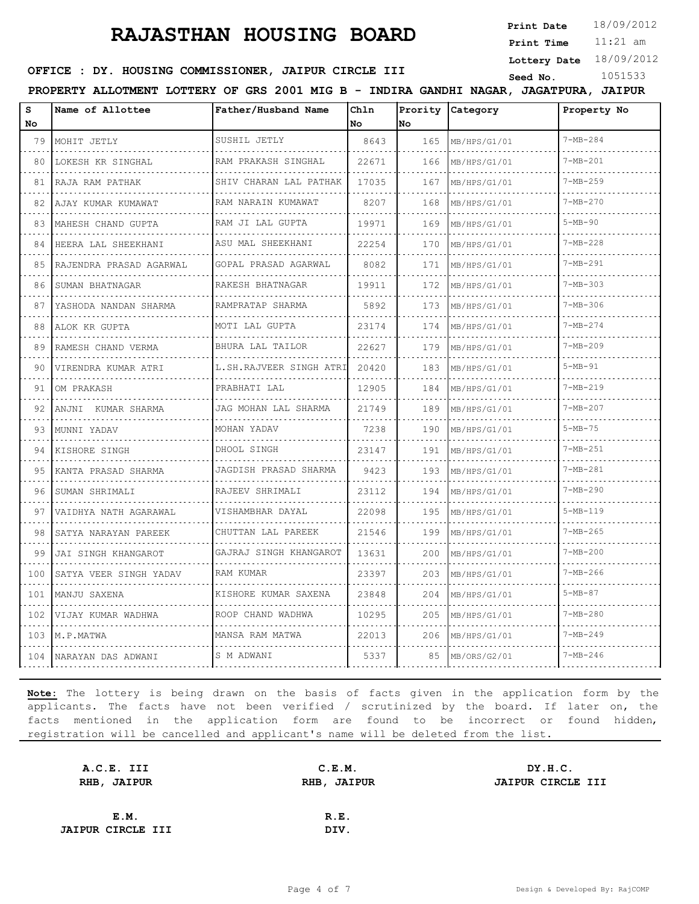# RAJASTHAN HOUSING BOARD

**Print Date** 18/09/2012
**Print Time** 11:21 am
**Lottery Date** 18/09/2012
**Seed No.** 1051533

**OFFICE : DY. HOUSING COMMISSIONER, JAIPUR CIRCLE III**

**PROPERTY ALLOTMENT LOTTERY OF GRS 2001 MIG B - INDIRA GANDHI NAGAR, JAGATPURA, JAIPUR**

| S No | Name of Allottee | Father/Husband Name | Chln No | Prority No | Category | Property No |
|---|---|---|---|---|---|---|
| 79 | MOHIT JETLY | SUSHIL JETLY | 8643 | 165 | MB/HPS/G1/01 | 7-MB-284 |
| 80 | LOKESH KR SINGHAL | RAM PRAKASH SINGHAL | 22671 | 166 | MB/HPS/G1/01 | 7-MB-201 |
| 81 | RAJA RAM PATHAK | SHIV CHARAN LAL PATHAK | 17035 | 167 | MB/HPS/G1/01 | 7-MB-259 |
| 82 | AJAY KUMAR KUMAWAT | RAM NARAIN KUMAWAT | 8207 | 168 | MB/HPS/G1/01 | 7-MB-270 |
| 83 | MAHESH CHAND GUPTA | RAM JI LAL GUPTA | 19971 | 169 | MB/HPS/G1/01 | 5-MB-90 |
| 84 | HEERA LAL SHEEKHANI | ASU MAL SHEEKHANI | 22254 | 170 | MB/HPS/G1/01 | 7-MB-228 |
| 85 | RAJENDRA PRASAD AGARWAL | GOPAL PRASAD AGARWAL | 8082 | 171 | MB/HPS/G1/01 | 7-MB-291 |
| 86 | SUMAN BHATNAGAR | RAKESH BHATNAGAR | 19911 | 172 | MB/HPS/G1/01 | 7-MB-303 |
| 87 | YASHODA NANDAN SHARMA | RAMPRATAP SHARMA | 5892 | 173 | MB/HPS/G1/01 | 7-MB-306 |
| 88 | ALOK KR GUPTA | MOTI LAL GUPTA | 23174 | 174 | MB/HPS/G1/01 | 7-MB-274 |
| 89 | RAMESH CHAND VERMA | BHURA LAL TAILOR | 22627 | 179 | MB/HPS/G1/01 | 7-MB-209 |
| 90 | VIRENDRA KUMAR ATRI | L.SH.RAJVEER SINGH ATRI | 20420 | 183 | MB/HPS/G1/01 | 5-MB-91 |
| 91 | OM PRAKASH | PRABHATI LAL | 12905 | 184 | MB/HPS/G1/01 | 7-MB-219 |
| 92 | ANJNI KUMAR SHARMA | JAG MOHAN LAL SHARMA | 21749 | 189 | MB/HPS/G1/01 | 7-MB-207 |
| 93 | MUNNI YADAV | MOHAN YADAV | 7238 | 190 | MB/HPS/G1/01 | 5-MB-75 |
| 94 | KISHORE SINGH | DHOOL SINGH | 23147 | 191 | MB/HPS/G1/01 | 7-MB-251 |
| 95 | KANTA PRASAD SHARMA | JAGDISH PRASAD SHARMA | 9423 | 193 | MB/HPS/G1/01 | 7-MB-281 |
| 96 | SUMAN SHRIMALI | RAJEEV SHRIMALI | 23112 | 194 | MB/HPS/G1/01 | 7-MB-290 |
| 97 | VAIDHYA NATH AGARAWAL | VISHAMBHAR DAYAL | 22098 | 195 | MB/HPS/G1/01 | 5-MB-119 |
| 98 | SATYA NARAYAN PAREEK | CHUTTAN LAL PAREEK | 21546 | 199 | MB/HPS/G1/01 | 7-MB-265 |
| 99 | JAI SINGH KHANGAROT | GAJRAJ SINGH KHANGAROT | 13631 | 200 | MB/HPS/G1/01 | 7-MB-200 |
| 100 | SATYA VEER SINGH YADAV | RAM KUMAR | 23397 | 203 | MB/HPS/G1/01 | 7-MB-266 |
| 101 | MANJU SAXENA | KISHORE KUMAR SAXENA | 23848 | 204 | MB/HPS/G1/01 | 5-MB-87 |
| 102 | VIJAY KUMAR WADHWA | ROOP CHAND WADHWA | 10295 | 205 | MB/HPS/G1/01 | 7-MB-280 |
| 103 | M.P.MATWA | MANSA RAM MATWA | 22013 | 206 | MB/HPS/G1/01 | 7-MB-249 |
| 104 | NARAYAN DAS ADWANI | S M ADWANI | 5337 | 85 | MB/ORS/G2/01 | 7-MB-246 |

**Note:** The lottery is being drawn on the basis of facts given in the application form by the applicants. The facts have not been verified / scrutinized by the board. If later on, the facts mentioned in the application form are found to be incorrect or found hidden, registration will be cancelled and applicant's name will be deleted from the list.

| | | |
|---|---|---|
| **A.C.E. III** **RHB, JAIPUR** | **C.E.M.** **RHB, JAIPUR** | **DY.H.C.** **JAIPUR CIRCLE III** |
| **E.M.** **JAIPUR CIRCLE III** | **R.E.** **DIV.** | |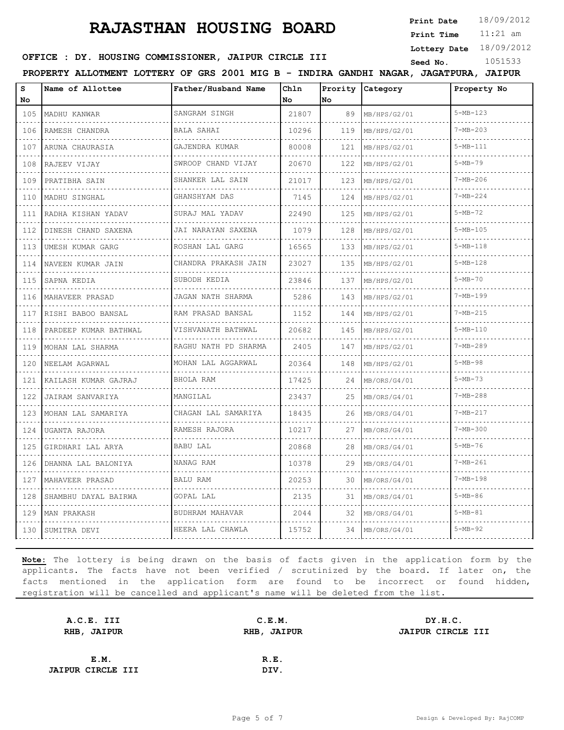# RAJASTHAN HOUSING BOARD

**Print Date** 18/09/2012
**Print Time** 11:21 am
**Lottery Date** 18/09/2012
**Seed No.** 1051533

**OFFICE : DY. HOUSING COMMISSIONER, JAIPUR CIRCLE III**

**PROPERTY ALLOTMENT LOTTERY OF GRS 2001 MIG B - INDIRA GANDHI NAGAR, JAGATPURA, JAIPUR**

| S No | Name of Allottee | Father/Husband Name | Chln No | Prority No | Category | Property No |
|---|---|---|---|---|---|---|
| 105 | MADHU KANWAR | SANGRAM SINGH | 21807 | 89 | MB/HPS/G2/01 | 5-MB-123 |
| 106 | RAMESH CHANDRA | BALA SAHAI | 10296 | 119 | MB/HPS/G2/01 | 7-MB-203 |
| 107 | ARUNA CHAURASIA | GAJENDRA KUMAR | 80008 | 121 | MB/HPS/G2/01 | 5-MB-111 |
| 108 | RAJEEV VIJAY | SWROOP CHAND VIJAY | 20670 | 122 | MB/HPS/G2/01 | 5-MB-79 |
| 109 | PRATIBHA SAIN | SHANKER LAL SAIN | 21017 | 123 | MB/HPS/G2/01 | 7-MB-206 |
| 110 | MADHU SINGHAL | GHANSHYAM DAS | 7145 | 124 | MB/HPS/G2/01 | 7-MB-224 |
| 111 | RADHA KISHAN YADAV | SURAJ MAL YADAV | 22490 | 125 | MB/HPS/G2/01 | 5-MB-72 |
| 112 | DINESH CHAND SAXENA | JAI NARAYAN SAXENA | 1079 | 128 | MB/HPS/G2/01 | 5-MB-105 |
| 113 | UMESH KUMAR GARG | ROSHAN LAL GARG | 16565 | 133 | MB/HPS/G2/01 | 5-MB-118 |
| 114 | NAVEEN KUMAR JAIN | CHANDRA PRAKASH JAIN | 23027 | 135 | MB/HPS/G2/01 | 5-MB-128 |
| 115 | SAPNA KEDIA | SUBODH KEDIA | 23846 | 137 | MB/HPS/G2/01 | 5-MB-70 |
| 116 | MAHAVEER PRASAD | JAGAN NATH SHARMA | 5286 | 143 | MB/HPS/G2/01 | 7-MB-199 |
| 117 | RISHI BABOO BANSAL | RAM PRASAD BANSAL | 1152 | 144 | MB/HPS/G2/01 | 7-MB-215 |
| 118 | PARDEEP KUMAR BATHWAL | VISHVANATH BATHWAL | 20682 | 145 | MB/HPS/G2/01 | 5-MB-110 |
| 119 | MOHAN LAL SHARMA | RAGHU NATH PD SHARMA | 2405 | 147 | MB/HPS/G2/01 | 7-MB-289 |
| 120 | NEELAM AGARWAL | MOHAN LAL AGGARWAL | 20364 | 148 | MB/HPS/G2/01 | 5-MB-98 |
| 121 | KAILASH KUMAR GAJRAJ | BHOLA RAM | 17425 | 24 | MB/ORS/G4/01 | 5-MB-73 |
| 122 | JAIRAM SANVARIYA | MANGILAL | 23437 | 25 | MB/ORS/G4/01 | 7-MB-288 |
| 123 | MOHAN LAL SAMARIYA | CHAGAN LAL SAMARIYA | 18435 | 26 | MB/ORS/G4/01 | 7-MB-217 |
| 124 | UGANTA RAJORA | RAMESH RAJORA | 10217 | 27 | MB/ORS/G4/01 | 7-MB-300 |
| 125 | GIRDHARI LAL ARYA | BABU LAL | 20868 | 28 | MB/ORS/G4/01 | 5-MB-76 |
| 126 | DHANNA LAL BALONIYA | NANAG RAM | 10378 | 29 | MB/ORS/G4/01 | 7-MB-261 |
| 127 | MAHAVEER PRASAD | BALU RAM | 20253 | 30 | MB/ORS/G4/01 | 7-MB-198 |
| 128 | SHAMBHU DAYAL BAIRWA | GOPAL LAL | 2135 | 31 | MB/ORS/G4/01 | 5-MB-86 |
| 129 | MAN PRAKASH | BUDHRAM MAHAVAR | 2044 | 32 | MB/ORS/G4/01 | 5-MB-81 |
| 130 | SUMITRA DEVI | HEERA LAL CHAWLA | 15752 | 34 | MB/ORS/G4/01 | 5-MB-92 |

**Note:** The lottery is being drawn on the basis of facts given in the application form by the applicants. The facts have not been verified / scrutinized by the board. If later on, the facts mentioned in the application form are found to be incorrect or found hidden, registration will be cancelled and applicant's name will be deleted from the list.

| | | |
|---|---|---|
| **A.C.E. III**<br>**RHB, JAIPUR** | **C.E.M.**<br>**RHB, JAIPUR** | **DY.H.C.**<br>**JAIPUR CIRCLE III** |
| **E.M.**<br>**JAIPUR CIRCLE III** | **R.E.**<br>**DIV.** | |

Design & Developed By: RajCOMP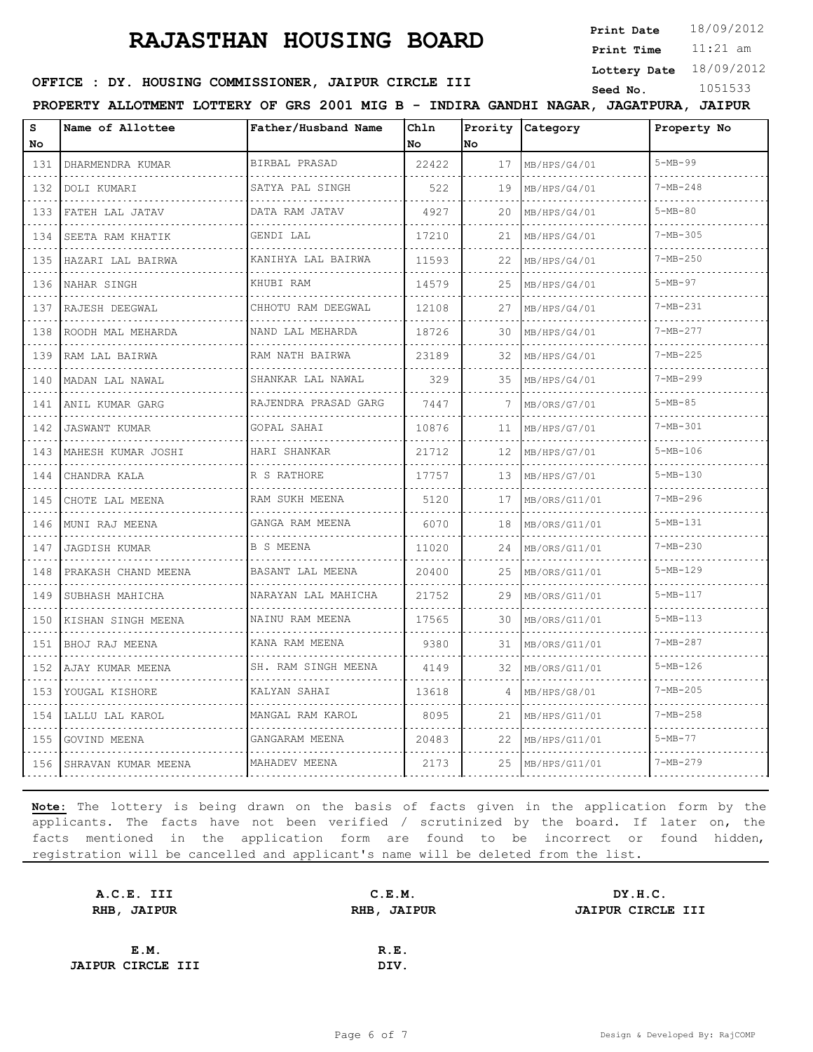# RAJASTHAN HOUSING BOARD

**Print Date** 18/09/2012
**Print Time** 11:21 am
**Lottery Date** 18/09/2012
**Seed No.** 1051533

**OFFICE : DY. HOUSING COMMISSIONER, JAIPUR CIRCLE III**

**PROPERTY ALLOTMENT LOTTERY OF GRS 2001 MIG B - INDIRA GANDHI NAGAR, JAGATPURA, JAIPUR**

| S No | Name of Allottee | Father/Husband Name | Chln No | Prority No | Category | Property No |
|---|---|---|---|---|---|---|
| 131 | DHARMENDRA KUMAR | BIRBAL PRASAD | 22422 | 17 | MB/HPS/G4/01 | 5-MB-99 |
| 132 | DOLI KUMARI | SATYA PAL SINGH | 522 | 19 | MB/HPS/G4/01 | 7-MB-248 |
| 133 | FATEH LAL JATAV | DATA RAM JATAV | 4927 | 20 | MB/HPS/G4/01 | 5-MB-80 |
| 134 | SEETA RAM KHATIK | GENDI LAL | 17210 | 21 | MB/HPS/G4/01 | 7-MB-305 |
| 135 | HAZARI LAL BAIRWA | KANIHYA LAL BAIRWA | 11593 | 22 | MB/HPS/G4/01 | 7-MB-250 |
| 136 | NAHAR SINGH | KHUBI RAM | 14579 | 25 | MB/HPS/G4/01 | 5-MB-97 |
| 137 | RAJESH DEEGWAL | CHHOTU RAM DEEGWAL | 12108 | 27 | MB/HPS/G4/01 | 7-MB-231 |
| 138 | ROODH MAL MEHARDA | NAND LAL MEHARDA | 18726 | 30 | MB/HPS/G4/01 | 7-MB-277 |
| 139 | RAM LAL BAIRWA | RAM NATH BAIRWA | 23189 | 32 | MB/HPS/G4/01 | 7-MB-225 |
| 140 | MADAN LAL NAWAL | SHANKAR LAL NAWAL | 329 | 35 | MB/HPS/G4/01 | 7-MB-299 |
| 141 | ANIL KUMAR GARG | RAJENDRA PRASAD GARG | 7447 | 7 | MB/ORS/G7/01 | 5-MB-85 |
| 142 | JASWANT KUMAR | GOPAL SAHAI | 10876 | 11 | MB/HPS/G7/01 | 7-MB-301 |
| 143 | MAHESH KUMAR JOSHI | HARI SHANKAR | 21712 | 12 | MB/HPS/G7/01 | 5-MB-106 |
| 144 | CHANDRA KALA | R S RATHORE | 17757 | 13 | MB/HPS/G7/01 | 5-MB-130 |
| 145 | CHOTE LAL MEENA | RAM SUKH MEENA | 5120 | 17 | MB/ORS/G11/01 | 7-MB-296 |
| 146 | MUNI RAJ MEENA | GANGA RAM MEENA | 6070 | 18 | MB/ORS/G11/01 | 5-MB-131 |
| 147 | JAGDISH KUMAR | B S MEENA | 11020 | 24 | MB/ORS/G11/01 | 7-MB-230 |
| 148 | PRAKASH CHAND MEENA | BASANT LAL MEENA | 20400 | 25 | MB/ORS/G11/01 | 5-MB-129 |
| 149 | SUBHASH MAHICHA | NARAYAN LAL MAHICHA | 21752 | 29 | MB/ORS/G11/01 | 5-MB-117 |
| 150 | KISHAN SINGH MEENA | NAINU RAM MEENA | 17565 | 30 | MB/ORS/G11/01 | 5-MB-113 |
| 151 | BHOJ RAJ MEENA | KANA RAM MEENA | 9380 | 31 | MB/ORS/G11/01 | 7-MB-287 |
| 152 | AJAY KUMAR MEENA | SH. RAM SINGH MEENA | 4149 | 32 | MB/ORS/G11/01 | 5-MB-126 |
| 153 | YOUGAL KISHORE | KALYAN SAHAI | 13618 | 4 | MB/HPS/G8/01 | 7-MB-205 |
| 154 | LALLU LAL KAROL | MANGAL RAM KAROL | 8095 | 21 | MB/HPS/G11/01 | 7-MB-258 |
| 155 | GOVIND MEENA | GANGARAM MEENA | 20483 | 22 | MB/HPS/G11/01 | 5-MB-77 |
| 156 | SHRAVAN KUMAR MEENA | MAHADEV MEENA | 2173 | 25 | MB/HPS/G11/01 | 7-MB-279 |

**Note:** The lottery is being drawn on the basis of facts given in the application form by the applicants. The facts have not been verified / scrutinized by the board. If later on, the facts mentioned in the application form are found to be incorrect or found hidden, registration will be cancelled and applicant's name will be deleted from the list.

**A.C.E. III**
**RHB, JAIPUR**

**C.E.M.**
**RHB, JAIPUR**

**DY.H.C.**
**JAIPUR CIRCLE III**

**E.M.**
**JAIPUR CIRCLE III**

**R.E.**
**DIV.**

Design & Developed By: RajCOMP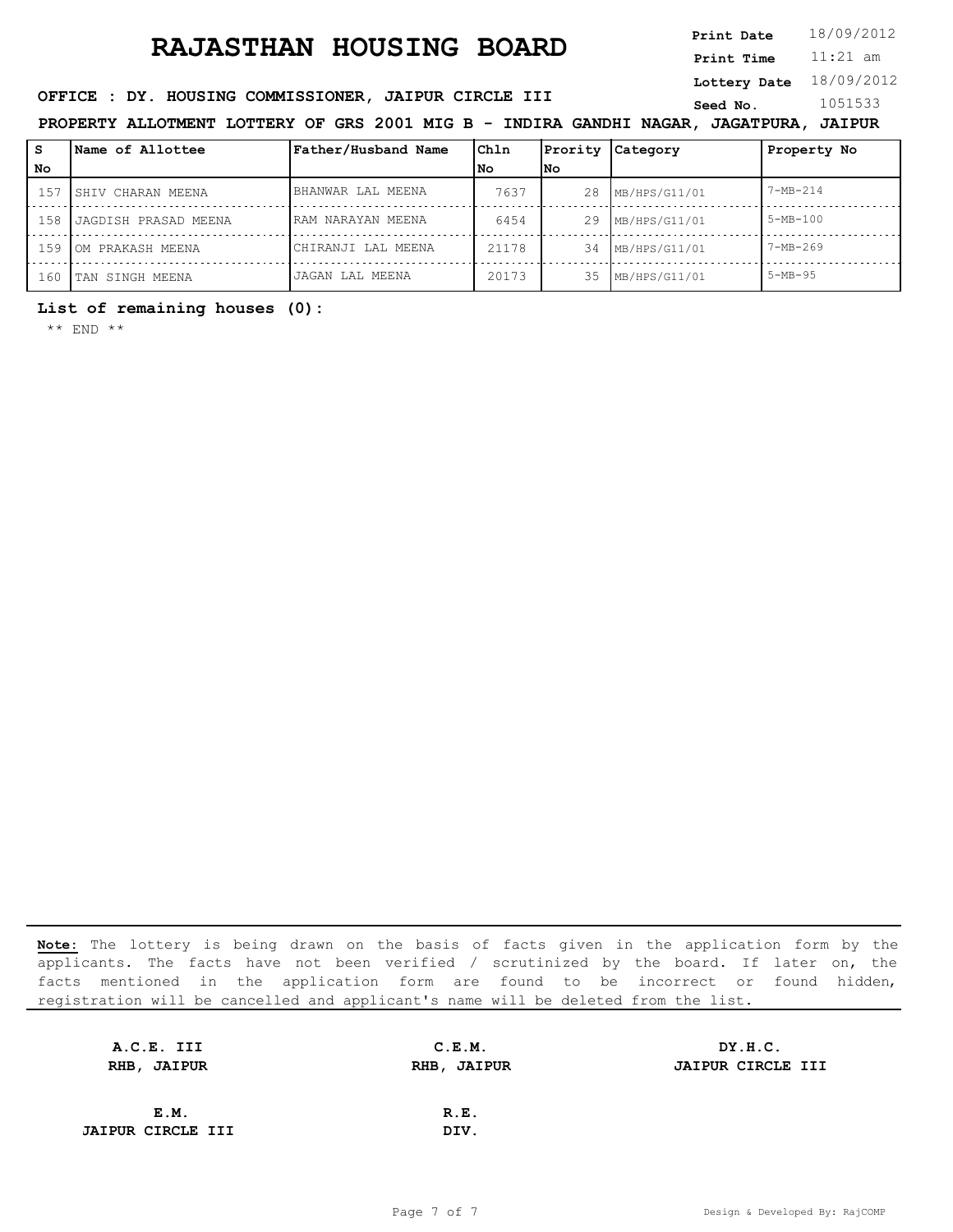# RAJASTHAN HOUSING BOARD

**Print Date** 18/09/2012
**Print Time** 11:21 am
**Lottery Date** 18/09/2012
**Seed No.** 1051533

**OFFICE : DY. HOUSING COMMISSIONER, JAIPUR CIRCLE III**

**PROPERTY ALLOTMENT LOTTERY OF GRS 2001 MIG B - INDIRA GANDHI NAGAR, JAGATPURA, JAIPUR**

| S No | Name of Allottee | Father/Husband Name | Chln No | Prority No | Category | Property No |
|---|---|---|---|---|---|---|
| 157 | SHIV CHARAN MEENA | BHANWAR LAL MEENA | 7637 | 28 | MB/HPS/G11/01 | 7-MB-214 |
| 158 | JAGDISH PRASAD MEENA | RAM NARAYAN MEENA | 6454 | 29 | MB/HPS/G11/01 | 5-MB-100 |
| 159 | OM PRAKASH MEENA | CHIRANJI LAL MEENA | 21178 | 34 | MB/HPS/G11/01 | 7-MB-269 |
| 160 | TAN SINGH MEENA | JAGAN LAL MEENA | 20173 | 35 | MB/HPS/G11/01 | 5-MB-95 |

**List of remaining houses (0):**

** END **

**Note:** The lottery is being drawn on the basis of facts given in the application form by the applicants. The facts have not been verified / scrutinized by the board. If later on, the facts mentioned in the application form are found to be incorrect or found hidden, registration will be cancelled and applicant's name will be deleted from the list.

**A.C.E. III**
**RHB, JAIPUR**

**C.E.M.**
**RHB, JAIPUR**

**DY.H.C.**
**JAIPUR CIRCLE III**

**E.M.**
**JAIPUR CIRCLE III**

**R.E.**
**DIV.**

Design & Developed By: RajCOMP